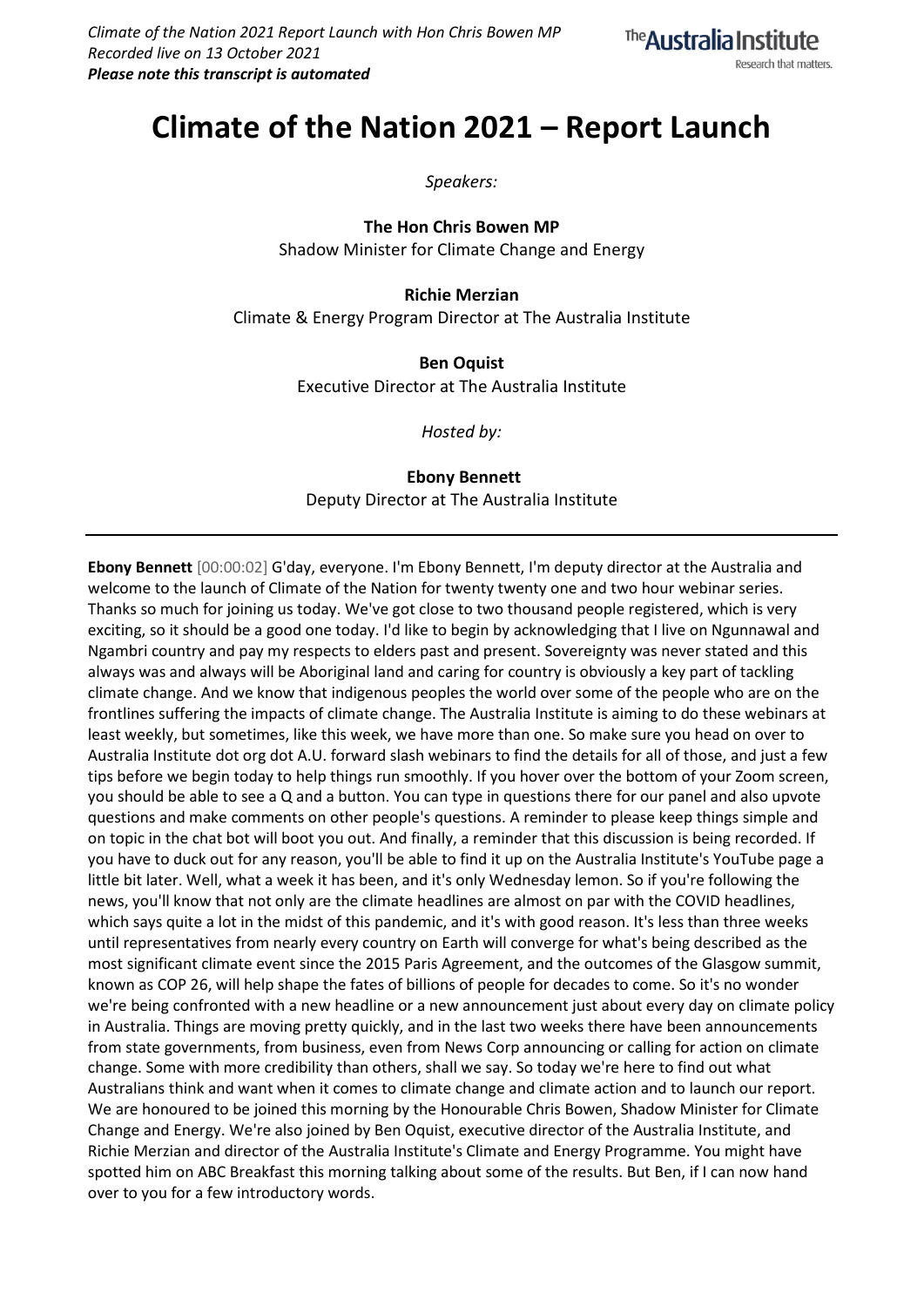*Climate of the Nation 2021 Report Launch with Hon Chris Bowen MP*
*Recorded live on 13 October 2021*
***Please note this transcript is automated***

# Climate of the Nation 2021 – Report Launch

*Speakers:*

**The Hon Chris Bowen MP**
Shadow Minister for Climate Change and Energy

**Richie Merzian**
Climate & Energy Program Director at The Australia Institute

**Ben Oquist**
Executive Director at The Australia Institute

*Hosted by:*

**Ebony Bennett**
Deputy Director at The Australia Institute

---

**Ebony Bennett** [00:00:02] G'day, everyone. I'm Ebony Bennett, I'm deputy director at the Australia and welcome to the launch of Climate of the Nation for twenty twenty one and two hour webinar series. Thanks so much for joining us today. We've got close to two thousand people registered, which is very exciting, so it should be a good one today. I'd like to begin by acknowledging that I live on Ngunnawal and Ngambri country and pay my respects to elders past and present. Sovereignty was never stated and this always was and always will be Aboriginal land and caring for country is obviously a key part of tackling climate change. And we know that indigenous peoples the world over some of the people who are on the frontlines suffering the impacts of climate change. The Australia Institute is aiming to do these webinars at least weekly, but sometimes, like this week, we have more than one. So make sure you head on over to Australia Institute dot org dot A.U. forward slash webinars to find the details for all of those, and just a few tips before we begin today to help things run smoothly. If you hover over the bottom of your Zoom screen, you should be able to see a Q and a button. You can type in questions there for our panel and also upvote questions and make comments on other people's questions. A reminder to please keep things simple and on topic in the chat bot will boot you out. And finally, a reminder that this discussion is being recorded. If you have to duck out for any reason, you'll be able to find it up on the Australia Institute's YouTube page a little bit later. Well, what a week it has been, and it's only Wednesday lemon. So if you're following the news, you'll know that not only are the climate headlines are almost on par with the COVID headlines, which says quite a lot in the midst of this pandemic, and it's with good reason. It's less than three weeks until representatives from nearly every country on Earth will converge for what's being described as the most significant climate event since the 2015 Paris Agreement, and the outcomes of the Glasgow summit, known as COP 26, will help shape the fates of billions of people for decades to come. So it's no wonder we're being confronted with a new headline or a new announcement just about every day on climate policy in Australia. Things are moving pretty quickly, and in the last two weeks there have been announcements from state governments, from business, even from News Corp announcing or calling for action on climate change. Some with more credibility than others, shall we say. So today we're here to find out what Australians think and want when it comes to climate change and climate action and to launch our report. We are honoured to be joined this morning by the Honourable Chris Bowen, Shadow Minister for Climate Change and Energy. We're also joined by Ben Oquist, executive director of the Australia Institute, and Richie Merzian and director of the Australia Institute's Climate and Energy Programme. You might have spotted him on ABC Breakfast this morning talking about some of the results. But Ben, if I can now hand over to you for a few introductory words.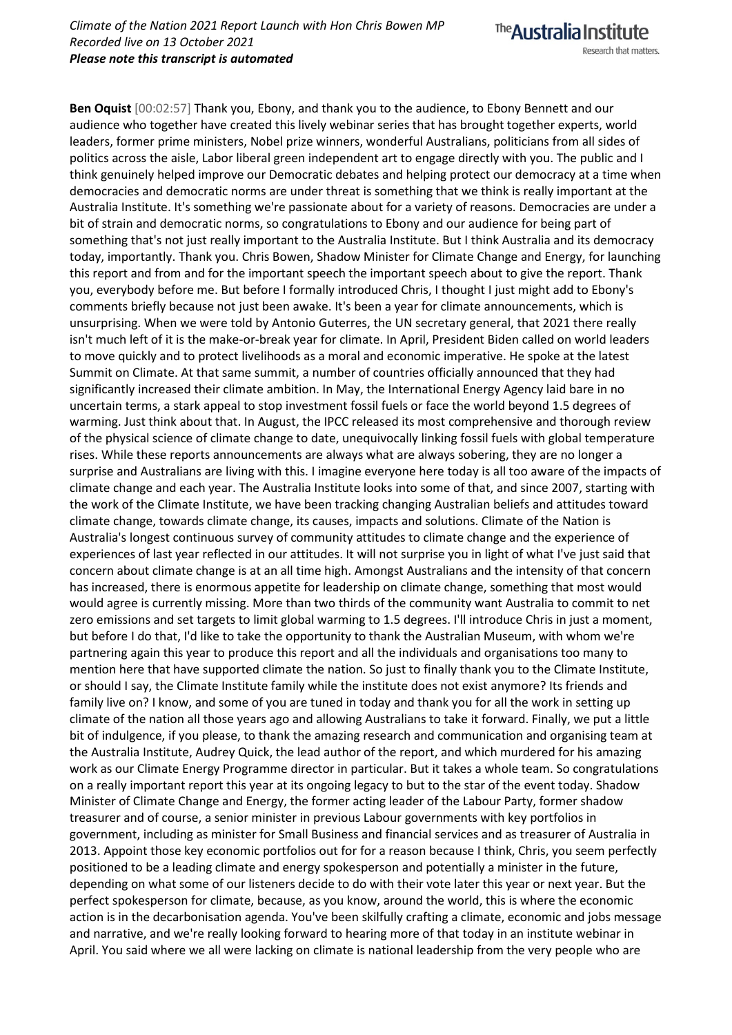**Ben Oquist** [00:02:57] Thank you, Ebony, and thank you to the audience, to Ebony Bennett and our audience who together have created this lively webinar series that has brought together experts, world leaders, former prime ministers, Nobel prize winners, wonderful Australians, politicians from all sides of politics across the aisle, Labor liberal green independent art to engage directly with you. The public and I think genuinely helped improve our Democratic debates and helping protect our democracy at a time when democracies and democratic norms are under threat is something that we think is really important at the Australia Institute. It's something we're passionate about for a variety of reasons. Democracies are under a bit of strain and democratic norms, so congratulations to Ebony and our audience for being part of something that's not just really important to the Australia Institute. But I think Australia and its democracy today, importantly. Thank you. Chris Bowen, Shadow Minister for Climate Change and Energy, for launching this report and from and for the important speech the important speech about to give the report. Thank you, everybody before me. But before I formally introduced Chris, I thought I just might add to Ebony's comments briefly because not just been awake. It's been a year for climate announcements, which is unsurprising. When we were told by Antonio Guterres, the UN secretary general, that 2021 there really isn't much left of it is the make-or-break year for climate. In April, President Biden called on world leaders to move quickly and to protect livelihoods as a moral and economic imperative. He spoke at the latest Summit on Climate. At that same summit, a number of countries officially announced that they had significantly increased their climate ambition. In May, the International Energy Agency laid bare in no uncertain terms, a stark appeal to stop investment fossil fuels or face the world beyond 1.5 degrees of warming. Just think about that. In August, the IPCC released its most comprehensive and thorough review of the physical science of climate change to date, unequivocally linking fossil fuels with global temperature rises. While these reports announcements are always what are always sobering, they are no longer a surprise and Australians are living with this. I imagine everyone here today is all too aware of the impacts of climate change and each year. The Australia Institute looks into some of that, and since 2007, starting with the work of the Climate Institute, we have been tracking changing Australian beliefs and attitudes toward climate change, towards climate change, its causes, impacts and solutions. Climate of the Nation is Australia's longest continuous survey of community attitudes to climate change and the experience of experiences of last year reflected in our attitudes. It will not surprise you in light of what I've just said that concern about climate change is at an all time high. Amongst Australians and the intensity of that concern has increased, there is enormous appetite for leadership on climate change, something that most would would agree is currently missing. More than two thirds of the community want Australia to commit to net zero emissions and set targets to limit global warming to 1.5 degrees. I'll introduce Chris in just a moment, but before I do that, I'd like to take the opportunity to thank the Australian Museum, with whom we're partnering again this year to produce this report and all the individuals and organisations too many to mention here that have supported climate the nation. So just to finally thank you to the Climate Institute, or should I say, the Climate Institute family while the institute does not exist anymore? Its friends and family live on? I know, and some of you are tuned in today and thank you for all the work in setting up climate of the nation all those years ago and allowing Australians to take it forward. Finally, we put a little bit of indulgence, if you please, to thank the amazing research and communication and organising team at the Australia Institute, Audrey Quick, the lead author of the report, and which murdered for his amazing work as our Climate Energy Programme director in particular. But it takes a whole team. So congratulations on a really important report this year at its ongoing legacy to but to the star of the event today. Shadow Minister of Climate Change and Energy, the former acting leader of the Labour Party, former shadow treasurer and of course, a senior minister in previous Labour governments with key portfolios in government, including as minister for Small Business and financial services and as treasurer of Australia in 2013. Appoint those key economic portfolios out for for a reason because I think, Chris, you seem perfectly positioned to be a leading climate and energy spokesperson and potentially a minister in the future, depending on what some of our listeners decide to do with their vote later this year or next year. But the perfect spokesperson for climate, because, as you know, around the world, this is where the economic action is in the decarbonisation agenda. You've been skilfully crafting a climate, economic and jobs message and narrative, and we're really looking forward to hearing more of that today in an institute webinar in April. You said where we all were lacking on climate is national leadership from the very people who are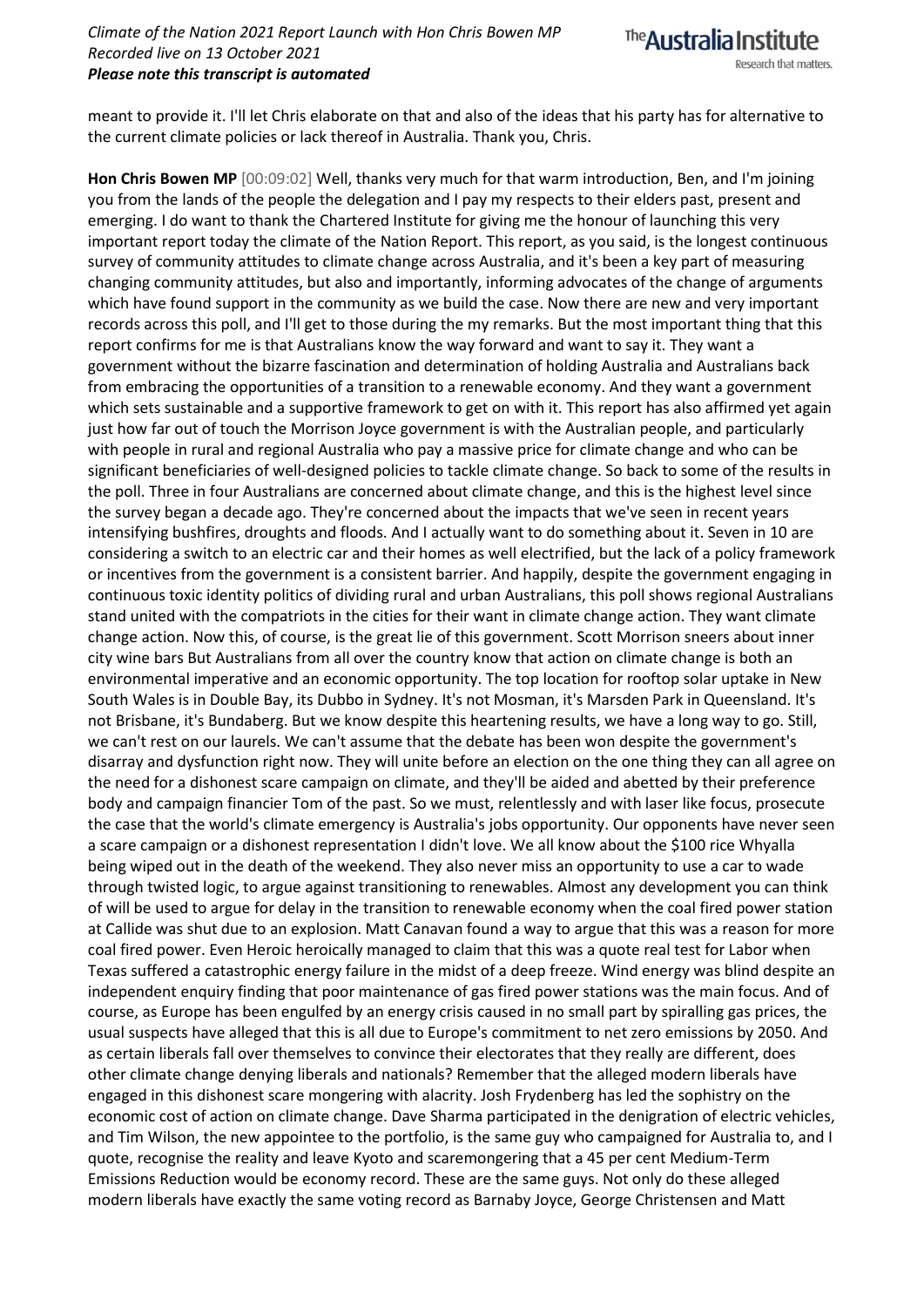meant to provide it. I'll let Chris elaborate on that and also of the ideas that his party has for alternative to the current climate policies or lack thereof in Australia. Thank you, Chris.

**Hon Chris Bowen MP** [00:09:02] Well, thanks very much for that warm introduction, Ben, and I'm joining you from the lands of the people the delegation and I pay my respects to their elders past, present and emerging. I do want to thank the Chartered Institute for giving me the honour of launching this very important report today the climate of the Nation Report. This report, as you said, is the longest continuous survey of community attitudes to climate change across Australia, and it's been a key part of measuring changing community attitudes, but also and importantly, informing advocates of the change of arguments which have found support in the community as we build the case. Now there are new and very important records across this poll, and I'll get to those during the my remarks. But the most important thing that this report confirms for me is that Australians know the way forward and want to say it. They want a government without the bizarre fascination and determination of holding Australia and Australians back from embracing the opportunities of a transition to a renewable economy. And they want a government which sets sustainable and a supportive framework to get on with it. This report has also affirmed yet again just how far out of touch the Morrison Joyce government is with the Australian people, and particularly with people in rural and regional Australia who pay a massive price for climate change and who can be significant beneficiaries of well-designed policies to tackle climate change. So back to some of the results in the poll. Three in four Australians are concerned about climate change, and this is the highest level since the survey began a decade ago. They're concerned about the impacts that we've seen in recent years intensifying bushfires, droughts and floods. And I actually want to do something about it. Seven in 10 are considering a switch to an electric car and their homes as well electrified, but the lack of a policy framework or incentives from the government is a consistent barrier. And happily, despite the government engaging in continuous toxic identity politics of dividing rural and urban Australians, this poll shows regional Australians stand united with the compatriots in the cities for their want in climate change action. They want climate change action. Now this, of course, is the great lie of this government. Scott Morrison sneers about inner city wine bars But Australians from all over the country know that action on climate change is both an environmental imperative and an economic opportunity. The top location for rooftop solar uptake in New South Wales is in Double Bay, its Dubbo in Sydney. It's not Mosman, it's Marsden Park in Queensland. It's not Brisbane, it's Bundaberg. But we know despite this heartening results, we have a long way to go. Still, we can't rest on our laurels. We can't assume that the debate has been won despite the government's disarray and dysfunction right now. They will unite before an election on the one thing they can all agree on the need for a dishonest scare campaign on climate, and they'll be aided and abetted by their preference body and campaign financier Tom of the past. So we must, relentlessly and with laser like focus, prosecute the case that the world's climate emergency is Australia's jobs opportunity. Our opponents have never seen a scare campaign or a dishonest representation I didn't love. We all know about the $100 rice Whyalla being wiped out in the death of the weekend. They also never miss an opportunity to use a car to wade through twisted logic, to argue against transitioning to renewables. Almost any development you can think of will be used to argue for delay in the transition to renewable economy when the coal fired power station at Callide was shut due to an explosion. Matt Canavan found a way to argue that this was a reason for more coal fired power. Even Heroic heroically managed to claim that this was a quote real test for Labor when Texas suffered a catastrophic energy failure in the midst of a deep freeze. Wind energy was blind despite an independent enquiry finding that poor maintenance of gas fired power stations was the main focus. And of course, as Europe has been engulfed by an energy crisis caused in no small part by spiralling gas prices, the usual suspects have alleged that this is all due to Europe's commitment to net zero emissions by 2050. And as certain liberals fall over themselves to convince their electorates that they really are different, does other climate change denying liberals and nationals? Remember that the alleged modern liberals have engaged in this dishonest scare mongering with alacrity. Josh Frydenberg has led the sophistry on the economic cost of action on climate change. Dave Sharma participated in the denigration of electric vehicles, and Tim Wilson, the new appointee to the portfolio, is the same guy who campaigned for Australia to, and I quote, recognise the reality and leave Kyoto and scaremongering that a 45 per cent Medium-Term Emissions Reduction would be economy record. These are the same guys. Not only do these alleged modern liberals have exactly the same voting record as Barnaby Joyce, George Christensen and Matt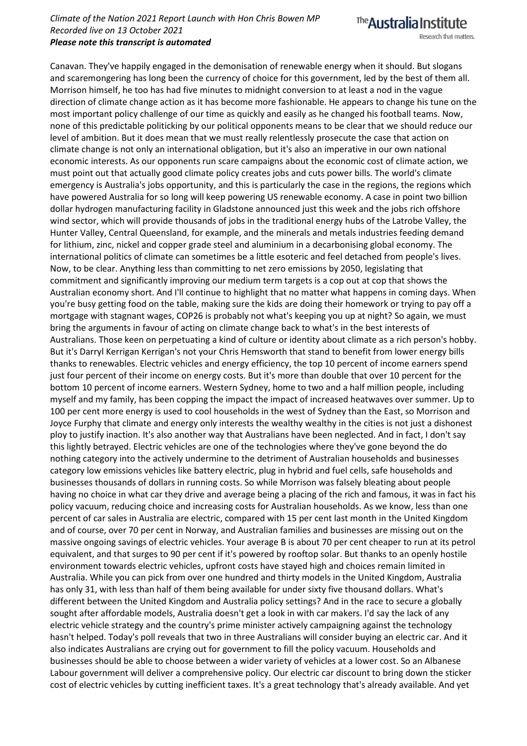Canavan. They've happily engaged in the demonisation of renewable energy when it should. But slogans and scaremongering has long been the currency of choice for this government, led by the best of them all. Morrison himself, he too has had five minutes to midnight conversion to at least a nod in the vague direction of climate change action as it has become more fashionable. He appears to change his tune on the most important policy challenge of our time as quickly and easily as he changed his football teams. Now, none of this predictable politicking by our political opponents means to be clear that we should reduce our level of ambition. But it does mean that we must really relentlessly prosecute the case that action on climate change is not only an international obligation, but it's also an imperative in our own national economic interests. As our opponents run scare campaigns about the economic cost of climate action, we must point out that actually good climate policy creates jobs and cuts power bills. The world's climate emergency is Australia's jobs opportunity, and this is particularly the case in the regions, the regions which have powered Australia for so long will keep powering US renewable economy. A case in point two billion dollar hydrogen manufacturing facility in Gladstone announced just this week and the jobs rich offshore wind sector, which will provide thousands of jobs in the traditional energy hubs of the Latrobe Valley, the Hunter Valley, Central Queensland, for example, and the minerals and metals industries feeding demand for lithium, zinc, nickel and copper grade steel and aluminium in a decarbonising global economy. The international politics of climate can sometimes be a little esoteric and feel detached from people's lives. Now, to be clear. Anything less than committing to net zero emissions by 2050, legislating that commitment and significantly improving our medium term targets is a cop out at cop that shows the Australian economy short. And I'll continue to highlight that no matter what happens in coming days. When you're busy getting food on the table, making sure the kids are doing their homework or trying to pay off a mortgage with stagnant wages, COP26 is probably not what's keeping you up at night? So again, we must bring the arguments in favour of acting on climate change back to what's in the best interests of Australians. Those keen on perpetuating a kind of culture or identity about climate as a rich person's hobby. But it's Darryl Kerrigan Kerrigan's not your Chris Hemsworth that stand to benefit from lower energy bills thanks to renewables. Electric vehicles and energy efficiency, the top 10 percent of income earners spend just four percent of their income on energy costs. But it's more than double that over 10 percent for the bottom 10 percent of income earners. Western Sydney, home to two and a half million people, including myself and my family, has been copping the impact the impact of increased heatwaves over summer. Up to 100 per cent more energy is used to cool households in the west of Sydney than the East, so Morrison and Joyce Furphy that climate and energy only interests the wealthy wealthy in the cities is not just a dishonest ploy to justify inaction. It's also another way that Australians have been neglected. And in fact, I don't say this lightly betrayed. Electric vehicles are one of the technologies where they've gone beyond the do nothing category into the actively undermine to the detriment of Australian households and businesses category low emissions vehicles like battery electric, plug in hybrid and fuel cells, safe households and businesses thousands of dollars in running costs. So while Morrison was falsely bleating about people having no choice in what car they drive and average being a placing of the rich and famous, it was in fact his policy vacuum, reducing choice and increasing costs for Australian households. As we know, less than one percent of car sales in Australia are electric, compared with 15 per cent last month in the United Kingdom and of course, over 70 per cent in Norway, and Australian families and businesses are missing out on the massive ongoing savings of electric vehicles. Your average B is about 70 per cent cheaper to run at its petrol equivalent, and that surges to 90 per cent if it's powered by rooftop solar. But thanks to an openly hostile environment towards electric vehicles, upfront costs have stayed high and choices remain limited in Australia. While you can pick from over one hundred and thirty models in the United Kingdom, Australia has only 31, with less than half of them being available for under sixty five thousand dollars. What's different between the United Kingdom and Australia policy settings? And in the race to secure a globally sought after affordable models, Australia doesn't get a look in with car makers. I'd say the lack of any electric vehicle strategy and the country's prime minister actively campaigning against the technology hasn't helped. Today's poll reveals that two in three Australians will consider buying an electric car. And it also indicates Australians are crying out for government to fill the policy vacuum. Households and businesses should be able to choose between a wider variety of vehicles at a lower cost. So an Albanese Labour government will deliver a comprehensive policy. Our electric car discount to bring down the sticker cost of electric vehicles by cutting inefficient taxes. It's a great technology that's already available. And yet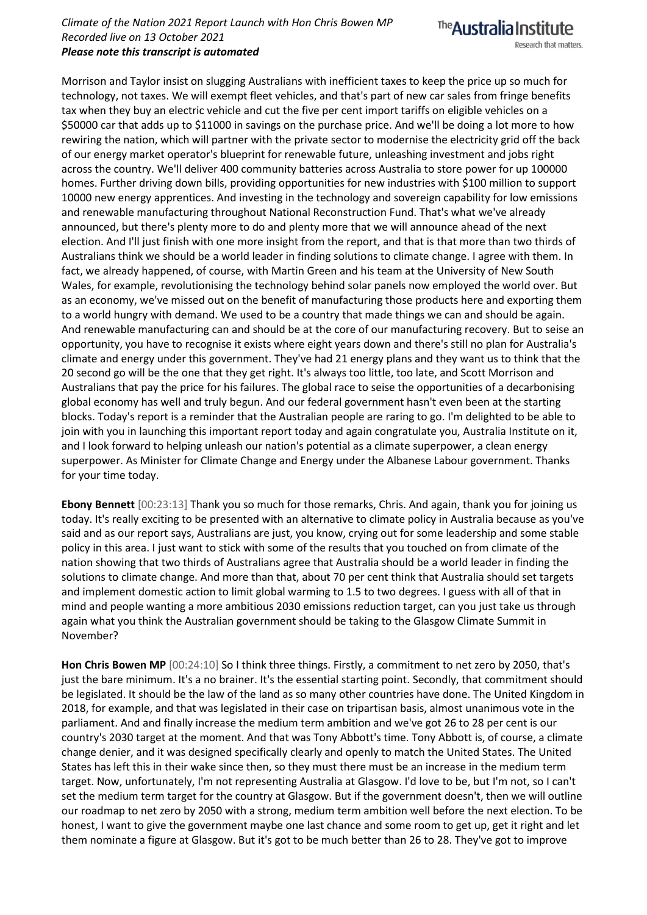Morrison and Taylor insist on slugging Australians with inefficient taxes to keep the price up so much for technology, not taxes. We will exempt fleet vehicles, and that's part of new car sales from fringe benefits tax when they buy an electric vehicle and cut the five per cent import tariffs on eligible vehicles on a $50000 car that adds up to $11000 in savings on the purchase price. And we'll be doing a lot more to how rewiring the nation, which will partner with the private sector to modernise the electricity grid off the back of our energy market operator's blueprint for renewable future, unleashing investment and jobs right across the country. We'll deliver 400 community batteries across Australia to store power for up 100000 homes. Further driving down bills, providing opportunities for new industries with $100 million to support 10000 new energy apprentices. And investing in the technology and sovereign capability for low emissions and renewable manufacturing throughout National Reconstruction Fund. That's what we've already announced, but there's plenty more to do and plenty more that we will announce ahead of the next election. And I'll just finish with one more insight from the report, and that is that more than two thirds of Australians think we should be a world leader in finding solutions to climate change. I agree with them. In fact, we already happened, of course, with Martin Green and his team at the University of New South Wales, for example, revolutionising the technology behind solar panels now employed the world over. But as an economy, we've missed out on the benefit of manufacturing those products here and exporting them to a world hungry with demand. We used to be a country that made things we can and should be again. And renewable manufacturing can and should be at the core of our manufacturing recovery. But to seise an opportunity, you have to recognise it exists where eight years down and there's still no plan for Australia's climate and energy under this government. They've had 21 energy plans and they want us to think that the 20 second go will be the one that they get right. It's always too little, too late, and Scott Morrison and Australians that pay the price for his failures. The global race to seise the opportunities of a decarbonising global economy has well and truly begun. And our federal government hasn't even been at the starting blocks. Today's report is a reminder that the Australian people are raring to go. I'm delighted to be able to join with you in launching this important report today and again congratulate you, Australia Institute on it, and I look forward to helping unleash our nation's potential as a climate superpower, a clean energy superpower. As Minister for Climate Change and Energy under the Albanese Labour government. Thanks for your time today.

**Ebony Bennett** [00:23:13] Thank you so much for those remarks, Chris. And again, thank you for joining us today. It's really exciting to be presented with an alternative to climate policy in Australia because as you've said and as our report says, Australians are just, you know, crying out for some leadership and some stable policy in this area. I just want to stick with some of the results that you touched on from climate of the nation showing that two thirds of Australians agree that Australia should be a world leader in finding the solutions to climate change. And more than that, about 70 per cent think that Australia should set targets and implement domestic action to limit global warming to 1.5 to two degrees. I guess with all of that in mind and people wanting a more ambitious 2030 emissions reduction target, can you just take us through again what you think the Australian government should be taking to the Glasgow Climate Summit in November?

**Hon Chris Bowen MP** [00:24:10] So I think three things. Firstly, a commitment to net zero by 2050, that's just the bare minimum. It's a no brainer. It's the essential starting point. Secondly, that commitment should be legislated. It should be the law of the land as so many other countries have done. The United Kingdom in 2018, for example, and that was legislated in their case on tripartisan basis, almost unanimous vote in the parliament. And and finally increase the medium term ambition and we've got 26 to 28 per cent is our country's 2030 target at the moment. And that was Tony Abbott's time. Tony Abbott is, of course, a climate change denier, and it was designed specifically clearly and openly to match the United States. The United States has left this in their wake since then, so they must there must be an increase in the medium term target. Now, unfortunately, I'm not representing Australia at Glasgow. I'd love to be, but I'm not, so I can't set the medium term target for the country at Glasgow. But if the government doesn't, then we will outline our roadmap to net zero by 2050 with a strong, medium term ambition well before the next election. To be honest, I want to give the government maybe one last chance and some room to get up, get it right and let them nominate a figure at Glasgow. But it's got to be much better than 26 to 28. They've got to improve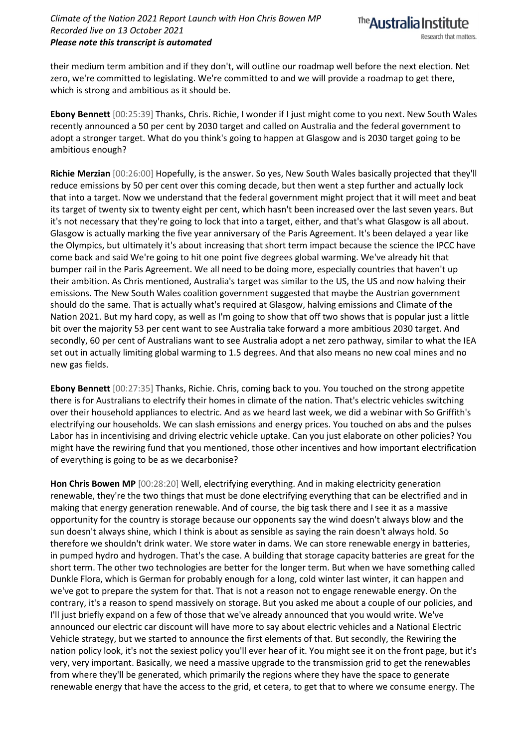their medium term ambition and if they don't, will outline our roadmap well before the next election. Net zero, we're committed to legislating. We're committed to and we will provide a roadmap to get there, which is strong and ambitious as it should be.

**Ebony Bennett** [00:25:39] Thanks, Chris. Richie, I wonder if I just might come to you next. New South Wales recently announced a 50 per cent by 2030 target and called on Australia and the federal government to adopt a stronger target. What do you think's going to happen at Glasgow and is 2030 target going to be ambitious enough?

**Richie Merzian** [00:26:00] Hopefully, is the answer. So yes, New South Wales basically projected that they'll reduce emissions by 50 per cent over this coming decade, but then went a step further and actually lock that into a target. Now we understand that the federal government might project that it will meet and beat its target of twenty six to twenty eight per cent, which hasn't been increased over the last seven years. But it's not necessary that they're going to lock that into a target, either, and that's what Glasgow is all about. Glasgow is actually marking the five year anniversary of the Paris Agreement. It's been delayed a year like the Olympics, but ultimately it's about increasing that short term impact because the science the IPCC have come back and said We're going to hit one point five degrees global warming. We've already hit that bumper rail in the Paris Agreement. We all need to be doing more, especially countries that haven't up their ambition. As Chris mentioned, Australia's target was similar to the US, the US and now halving their emissions. The New South Wales coalition government suggested that maybe the Austrian government should do the same. That is actually what's required at Glasgow, halving emissions and Climate of the Nation 2021. But my hard copy, as well as I'm going to show that off two shows that is popular just a little bit over the majority 53 per cent want to see Australia take forward a more ambitious 2030 target. And secondly, 60 per cent of Australians want to see Australia adopt a net zero pathway, similar to what the IEA set out in actually limiting global warming to 1.5 degrees. And that also means no new coal mines and no new gas fields.

**Ebony Bennett** [00:27:35] Thanks, Richie. Chris, coming back to you. You touched on the strong appetite there is for Australians to electrify their homes in climate of the nation. That's electric vehicles switching over their household appliances to electric. And as we heard last week, we did a webinar with So Griffith's electrifying our households. We can slash emissions and energy prices. You touched on abs and the pulses Labor has in incentivising and driving electric vehicle uptake. Can you just elaborate on other policies? You might have the rewiring fund that you mentioned, those other incentives and how important electrification of everything is going to be as we decarbonise?

**Hon Chris Bowen MP** [00:28:20] Well, electrifying everything. And in making electricity generation renewable, they're the two things that must be done electrifying everything that can be electrified and in making that energy generation renewable. And of course, the big task there and I see it as a massive opportunity for the country is storage because our opponents say the wind doesn't always blow and the sun doesn't always shine, which I think is about as sensible as saying the rain doesn't always hold. So therefore we shouldn't drink water. We store water in dams. We can store renewable energy in batteries, in pumped hydro and hydrogen. That's the case. A building that storage capacity batteries are great for the short term. The other two technologies are better for the longer term. But when we have something called Dunkle Flora, which is German for probably enough for a long, cold winter last winter, it can happen and we've got to prepare the system for that. That is not a reason not to engage renewable energy. On the contrary, it's a reason to spend massively on storage. But you asked me about a couple of our policies, and I'll just briefly expand on a few of those that we've already announced that you would write. We've announced our electric car discount will have more to say about electric vehicles and a National Electric Vehicle strategy, but we started to announce the first elements of that. But secondly, the Rewiring the nation policy look, it's not the sexiest policy you'll ever hear of it. You might see it on the front page, but it's very, very important. Basically, we need a massive upgrade to the transmission grid to get the renewables from where they'll be generated, which primarily the regions where they have the space to generate renewable energy that have the access to the grid, et cetera, to get that to where we consume energy. The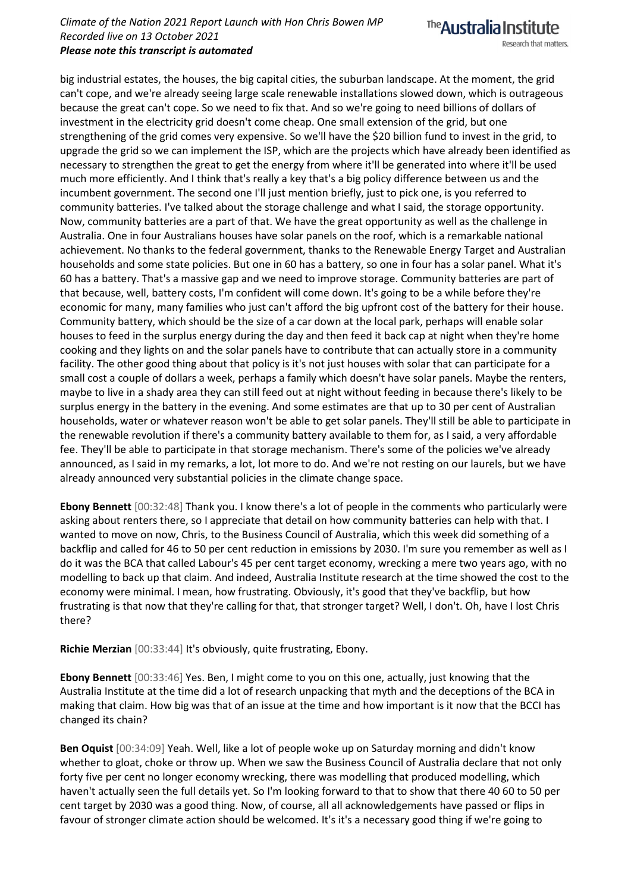big industrial estates, the houses, the big capital cities, the suburban landscape. At the moment, the grid can't cope, and we're already seeing large scale renewable installations slowed down, which is outrageous because the great can't cope. So we need to fix that. And so we're going to need billions of dollars of investment in the electricity grid doesn't come cheap. One small extension of the grid, but one strengthening of the grid comes very expensive. So we'll have the $20 billion fund to invest in the grid, to upgrade the grid so we can implement the ISP, which are the projects which have already been identified as necessary to strengthen the great to get the energy from where it'll be generated into where it'll be used much more efficiently. And I think that's really a key that's a big policy difference between us and the incumbent government. The second one I'll just mention briefly, just to pick one, is you referred to community batteries. I've talked about the storage challenge and what I said, the storage opportunity. Now, community batteries are a part of that. We have the great opportunity as well as the challenge in Australia. One in four Australians houses have solar panels on the roof, which is a remarkable national achievement. No thanks to the federal government, thanks to the Renewable Energy Target and Australian households and some state policies. But one in 60 has a battery, so one in four has a solar panel. What it's 60 has a battery. That's a massive gap and we need to improve storage. Community batteries are part of that because, well, battery costs, I'm confident will come down. It's going to be a while before they're economic for many, many families who just can't afford the big upfront cost of the battery for their house. Community battery, which should be the size of a car down at the local park, perhaps will enable solar houses to feed in the surplus energy during the day and then feed it back cap at night when they're home cooking and they lights on and the solar panels have to contribute that can actually store in a community facility. The other good thing about that policy is it's not just houses with solar that can participate for a small cost a couple of dollars a week, perhaps a family which doesn't have solar panels. Maybe the renters, maybe to live in a shady area they can still feed out at night without feeding in because there's likely to be surplus energy in the battery in the evening. And some estimates are that up to 30 per cent of Australian households, water or whatever reason won't be able to get solar panels. They'll still be able to participate in the renewable revolution if there's a community battery available to them for, as I said, a very affordable fee. They'll be able to participate in that storage mechanism. There's some of the policies we've already announced, as I said in my remarks, a lot, lot more to do. And we're not resting on our laurels, but we have already announced very substantial policies in the climate change space.

**Ebony Bennett** [00:32:48] Thank you. I know there's a lot of people in the comments who particularly were asking about renters there, so I appreciate that detail on how community batteries can help with that. I wanted to move on now, Chris, to the Business Council of Australia, which this week did something of a backflip and called for 46 to 50 per cent reduction in emissions by 2030. I'm sure you remember as well as I do it was the BCA that called Labour's 45 per cent target economy, wrecking a mere two years ago, with no modelling to back up that claim. And indeed, Australia Institute research at the time showed the cost to the economy were minimal. I mean, how frustrating. Obviously, it's good that they've backflip, but how frustrating is that now that they're calling for that, that stronger target? Well, I don't. Oh, have I lost Chris there?

**Richie Merzian** [00:33:44] It's obviously, quite frustrating, Ebony.

**Ebony Bennett** [00:33:46] Yes. Ben, I might come to you on this one, actually, just knowing that the Australia Institute at the time did a lot of research unpacking that myth and the deceptions of the BCA in making that claim. How big was that of an issue at the time and how important is it now that the BCCI has changed its chain?

**Ben Oquist** [00:34:09] Yeah. Well, like a lot of people woke up on Saturday morning and didn't know whether to gloat, choke or throw up. When we saw the Business Council of Australia declare that not only forty five per cent no longer economy wrecking, there was modelling that produced modelling, which haven't actually seen the full details yet. So I'm looking forward to that to show that there 40 60 to 50 per cent target by 2030 was a good thing. Now, of course, all all acknowledgements have passed or flips in favour of stronger climate action should be welcomed. It's it's a necessary good thing if we're going to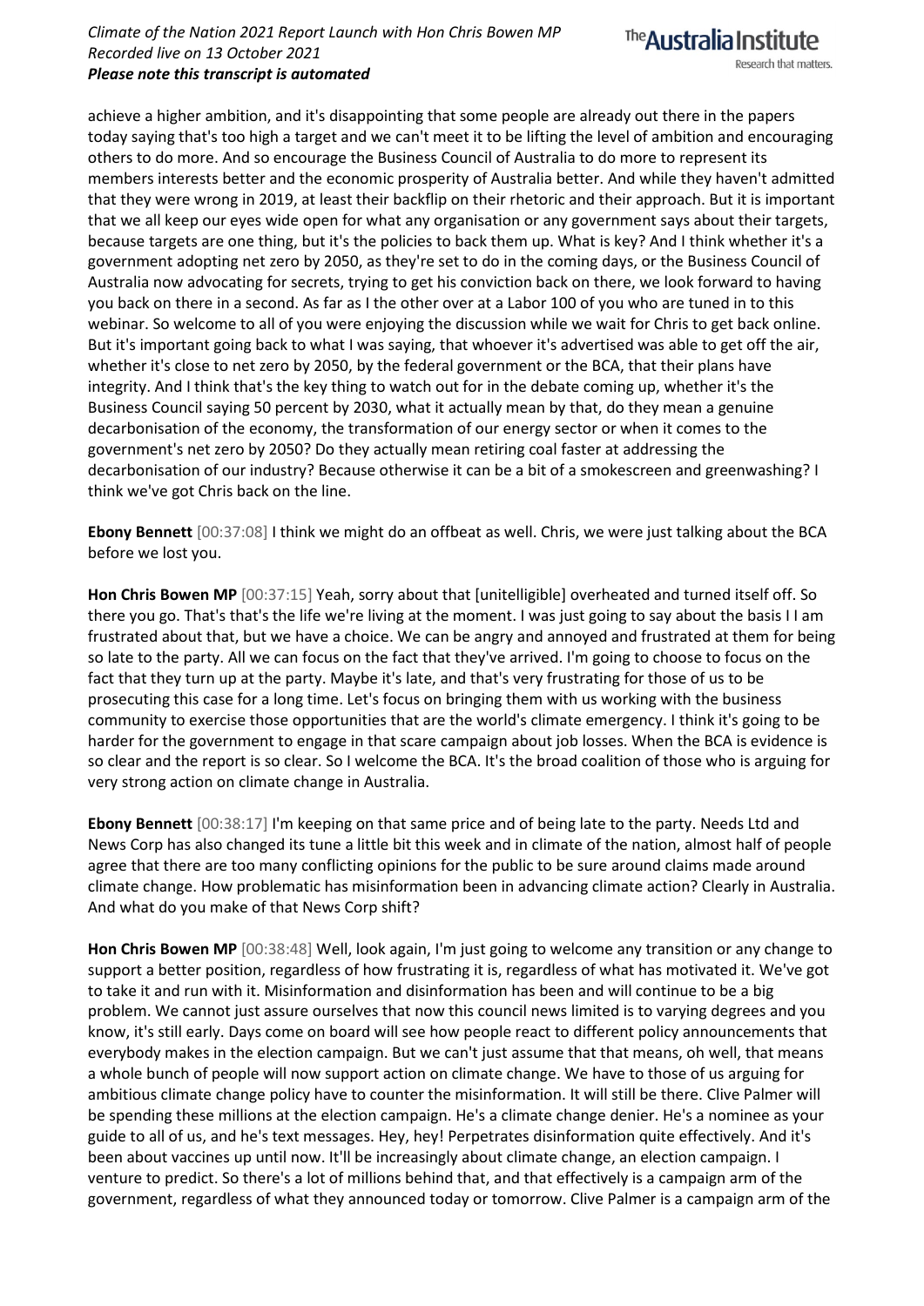achieve a higher ambition, and it's disappointing that some people are already out there in the papers today saying that's too high a target and we can't meet it to be lifting the level of ambition and encouraging others to do more. And so encourage the Business Council of Australia to do more to represent its members interests better and the economic prosperity of Australia better. And while they haven't admitted that they were wrong in 2019, at least their backflip on their rhetoric and their approach. But it is important that we all keep our eyes wide open for what any organisation or any government says about their targets, because targets are one thing, but it's the policies to back them up. What is key? And I think whether it's a government adopting net zero by 2050, as they're set to do in the coming days, or the Business Council of Australia now advocating for secrets, trying to get his conviction back on there, we look forward to having you back on there in a second. As far as I the other over at a Labor 100 of you who are tuned in to this webinar. So welcome to all of you were enjoying the discussion while we wait for Chris to get back online. But it's important going back to what I was saying, that whoever it's advertised was able to get off the air, whether it's close to net zero by 2050, by the federal government or the BCA, that their plans have integrity. And I think that's the key thing to watch out for in the debate coming up, whether it's the Business Council saying 50 percent by 2030, what it actually mean by that, do they mean a genuine decarbonisation of the economy, the transformation of our energy sector or when it comes to the government's net zero by 2050? Do they actually mean retiring coal faster at addressing the decarbonisation of our industry? Because otherwise it can be a bit of a smokescreen and greenwashing? I think we've got Chris back on the line.

**Ebony Bennett** [00:37:08] I think we might do an offbeat as well. Chris, we were just talking about the BCA before we lost you.

**Hon Chris Bowen MP** [00:37:15] Yeah, sorry about that [unitelligible] overheated and turned itself off. So there you go. That's that's the life we're living at the moment. I was just going to say about the basis I I am frustrated about that, but we have a choice. We can be angry and annoyed and frustrated at them for being so late to the party. All we can focus on the fact that they've arrived. I'm going to choose to focus on the fact that they turn up at the party. Maybe it's late, and that's very frustrating for those of us to be prosecuting this case for a long time. Let's focus on bringing them with us working with the business community to exercise those opportunities that are the world's climate emergency. I think it's going to be harder for the government to engage in that scare campaign about job losses. When the BCA is evidence is so clear and the report is so clear. So I welcome the BCA. It's the broad coalition of those who is arguing for very strong action on climate change in Australia.

**Ebony Bennett** [00:38:17] I'm keeping on that same price and of being late to the party. Needs Ltd and News Corp has also changed its tune a little bit this week and in climate of the nation, almost half of people agree that there are too many conflicting opinions for the public to be sure around claims made around climate change. How problematic has misinformation been in advancing climate action? Clearly in Australia. And what do you make of that News Corp shift?

**Hon Chris Bowen MP** [00:38:48] Well, look again, I'm just going to welcome any transition or any change to support a better position, regardless of how frustrating it is, regardless of what has motivated it. We've got to take it and run with it. Misinformation and disinformation has been and will continue to be a big problem. We cannot just assure ourselves that now this council news limited is to varying degrees and you know, it's still early. Days come on board will see how people react to different policy announcements that everybody makes in the election campaign. But we can't just assume that that means, oh well, that means a whole bunch of people will now support action on climate change. We have to those of us arguing for ambitious climate change policy have to counter the misinformation. It will still be there. Clive Palmer will be spending these millions at the election campaign. He's a climate change denier. He's a nominee as your guide to all of us, and he's text messages. Hey, hey! Perpetrates disinformation quite effectively. And it's been about vaccines up until now. It'll be increasingly about climate change, an election campaign. I venture to predict. So there's a lot of millions behind that, and that effectively is a campaign arm of the government, regardless of what they announced today or tomorrow. Clive Palmer is a campaign arm of the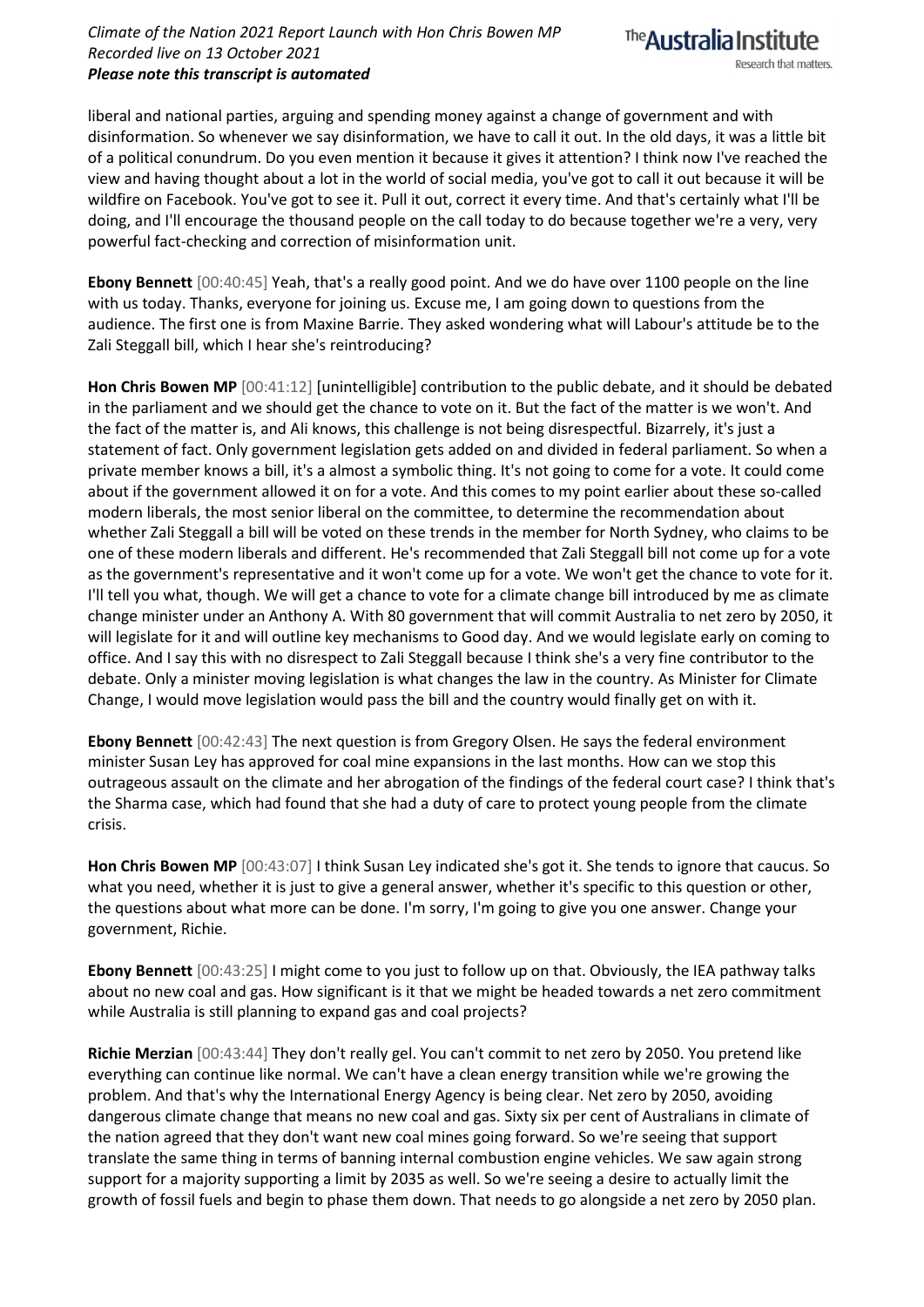liberal and national parties, arguing and spending money against a change of government and with disinformation. So whenever we say disinformation, we have to call it out. In the old days, it was a little bit of a political conundrum. Do you even mention it because it gives it attention? I think now I've reached the view and having thought about a lot in the world of social media, you've got to call it out because it will be wildfire on Facebook. You've got to see it. Pull it out, correct it every time. And that's certainly what I'll be doing, and I'll encourage the thousand people on the call today to do because together we're a very, very powerful fact-checking and correction of misinformation unit.

**Ebony Bennett** [00:40:45] Yeah, that's a really good point. And we do have over 1100 people on the line with us today. Thanks, everyone for joining us. Excuse me, I am going down to questions from the audience. The first one is from Maxine Barrie. They asked wondering what will Labour's attitude be to the Zali Steggall bill, which I hear she's reintroducing?

**Hon Chris Bowen MP** [00:41:12] [unintelligible] contribution to the public debate, and it should be debated in the parliament and we should get the chance to vote on it. But the fact of the matter is we won't. And the fact of the matter is, and Ali knows, this challenge is not being disrespectful. Bizarrely, it's just a statement of fact. Only government legislation gets added on and divided in federal parliament. So when a private member knows a bill, it's a almost a symbolic thing. It's not going to come for a vote. It could come about if the government allowed it on for a vote. And this comes to my point earlier about these so-called modern liberals, the most senior liberal on the committee, to determine the recommendation about whether Zali Steggall a bill will be voted on these trends in the member for North Sydney, who claims to be one of these modern liberals and different. He's recommended that Zali Steggall bill not come up for a vote as the government's representative and it won't come up for a vote. We won't get the chance to vote for it. I'll tell you what, though. We will get a chance to vote for a climate change bill introduced by me as climate change minister under an Anthony A. With 80 government that will commit Australia to net zero by 2050, it will legislate for it and will outline key mechanisms to Good day. And we would legislate early on coming to office. And I say this with no disrespect to Zali Steggall because I think she's a very fine contributor to the debate. Only a minister moving legislation is what changes the law in the country. As Minister for Climate Change, I would move legislation would pass the bill and the country would finally get on with it.

**Ebony Bennett** [00:42:43] The next question is from Gregory Olsen. He says the federal environment minister Susan Ley has approved for coal mine expansions in the last months. How can we stop this outrageous assault on the climate and her abrogation of the findings of the federal court case? I think that's the Sharma case, which had found that she had a duty of care to protect young people from the climate crisis.

**Hon Chris Bowen MP** [00:43:07] I think Susan Ley indicated she's got it. She tends to ignore that caucus. So what you need, whether it is just to give a general answer, whether it's specific to this question or other, the questions about what more can be done. I'm sorry, I'm going to give you one answer. Change your government, Richie.

**Ebony Bennett** [00:43:25] I might come to you just to follow up on that. Obviously, the IEA pathway talks about no new coal and gas. How significant is it that we might be headed towards a net zero commitment while Australia is still planning to expand gas and coal projects?

**Richie Merzian** [00:43:44] They don't really gel. You can't commit to net zero by 2050. You pretend like everything can continue like normal. We can't have a clean energy transition while we're growing the problem. And that's why the International Energy Agency is being clear. Net zero by 2050, avoiding dangerous climate change that means no new coal and gas. Sixty six per cent of Australians in climate of the nation agreed that they don't want new coal mines going forward. So we're seeing that support translate the same thing in terms of banning internal combustion engine vehicles. We saw again strong support for a majority supporting a limit by 2035 as well. So we're seeing a desire to actually limit the growth of fossil fuels and begin to phase them down. That needs to go alongside a net zero by 2050 plan.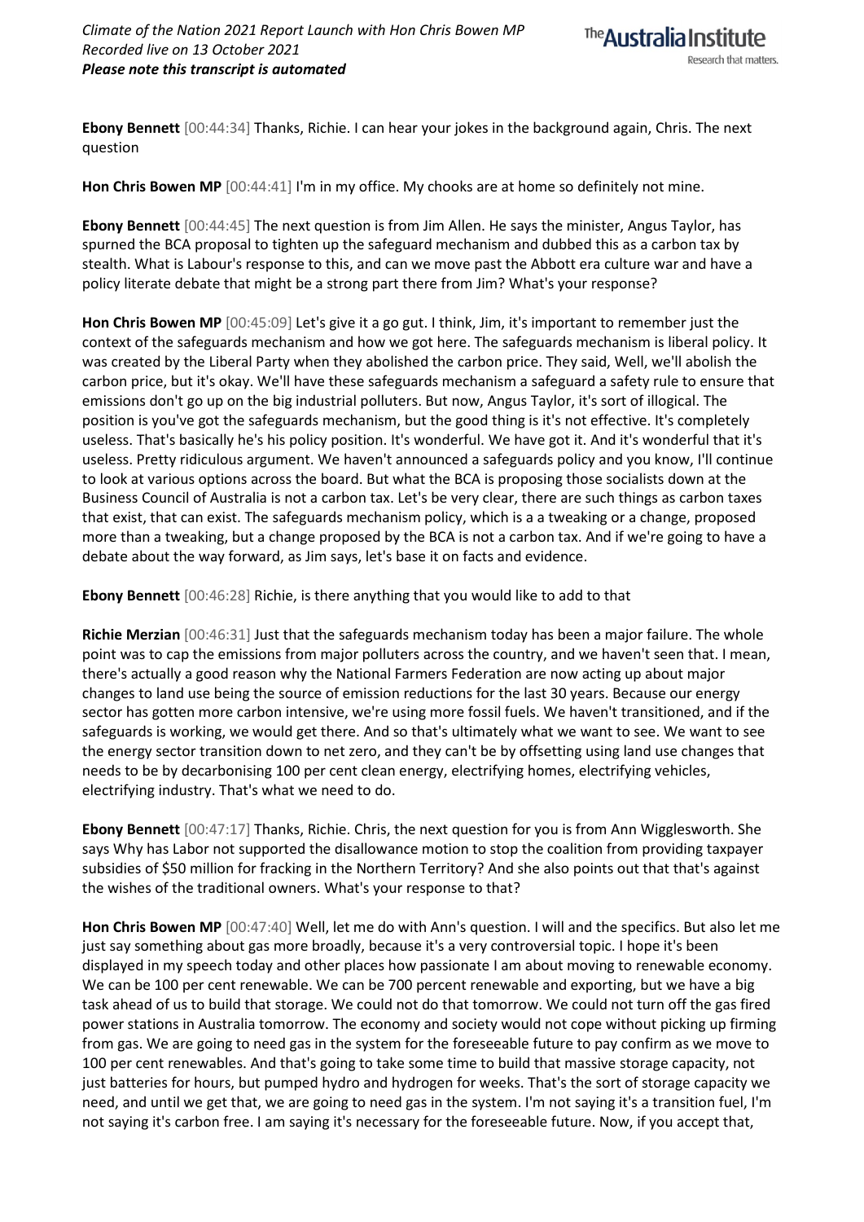**Ebony Bennett** [00:44:34] Thanks, Richie. I can hear your jokes in the background again, Chris. The next question

**Hon Chris Bowen MP** [00:44:41] I'm in my office. My chooks are at home so definitely not mine.

**Ebony Bennett** [00:44:45] The next question is from Jim Allen. He says the minister, Angus Taylor, has spurned the BCA proposal to tighten up the safeguard mechanism and dubbed this as a carbon tax by stealth. What is Labour's response to this, and can we move past the Abbott era culture war and have a policy literate debate that might be a strong part there from Jim? What's your response?

**Hon Chris Bowen MP** [00:45:09] Let's give it a go gut. I think, Jim, it's important to remember just the context of the safeguards mechanism and how we got here. The safeguards mechanism is liberal policy. It was created by the Liberal Party when they abolished the carbon price. They said, Well, we'll abolish the carbon price, but it's okay. We'll have these safeguards mechanism a safeguard a safety rule to ensure that emissions don't go up on the big industrial polluters. But now, Angus Taylor, it's sort of illogical. The position is you've got the safeguards mechanism, but the good thing is it's not effective. It's completely useless. That's basically he's his policy position. It's wonderful. We have got it. And it's wonderful that it's useless. Pretty ridiculous argument. We haven't announced a safeguards policy and you know, I'll continue to look at various options across the board. But what the BCA is proposing those socialists down at the Business Council of Australia is not a carbon tax. Let's be very clear, there are such things as carbon taxes that exist, that can exist. The safeguards mechanism policy, which is a a tweaking or a change, proposed more than a tweaking, but a change proposed by the BCA is not a carbon tax. And if we're going to have a debate about the way forward, as Jim says, let's base it on facts and evidence.

**Ebony Bennett** [00:46:28] Richie, is there anything that you would like to add to that

**Richie Merzian** [00:46:31] Just that the safeguards mechanism today has been a major failure. The whole point was to cap the emissions from major polluters across the country, and we haven't seen that. I mean, there's actually a good reason why the National Farmers Federation are now acting up about major changes to land use being the source of emission reductions for the last 30 years. Because our energy sector has gotten more carbon intensive, we're using more fossil fuels. We haven't transitioned, and if the safeguards is working, we would get there. And so that's ultimately what we want to see. We want to see the energy sector transition down to net zero, and they can't be by offsetting using land use changes that needs to be by decarbonising 100 per cent clean energy, electrifying homes, electrifying vehicles, electrifying industry. That's what we need to do.

**Ebony Bennett** [00:47:17] Thanks, Richie. Chris, the next question for you is from Ann Wigglesworth. She says Why has Labor not supported the disallowance motion to stop the coalition from providing taxpayer subsidies of $50 million for fracking in the Northern Territory? And she also points out that that's against the wishes of the traditional owners. What's your response to that?

**Hon Chris Bowen MP** [00:47:40] Well, let me do with Ann's question. I will and the specifics. But also let me just say something about gas more broadly, because it's a very controversial topic. I hope it's been displayed in my speech today and other places how passionate I am about moving to renewable economy. We can be 100 per cent renewable. We can be 700 percent renewable and exporting, but we have a big task ahead of us to build that storage. We could not do that tomorrow. We could not turn off the gas fired power stations in Australia tomorrow. The economy and society would not cope without picking up firming from gas. We are going to need gas in the system for the foreseeable future to pay confirm as we move to 100 per cent renewables. And that's going to take some time to build that massive storage capacity, not just batteries for hours, but pumped hydro and hydrogen for weeks. That's the sort of storage capacity we need, and until we get that, we are going to need gas in the system. I'm not saying it's a transition fuel, I'm not saying it's carbon free. I am saying it's necessary for the foreseeable future. Now, if you accept that,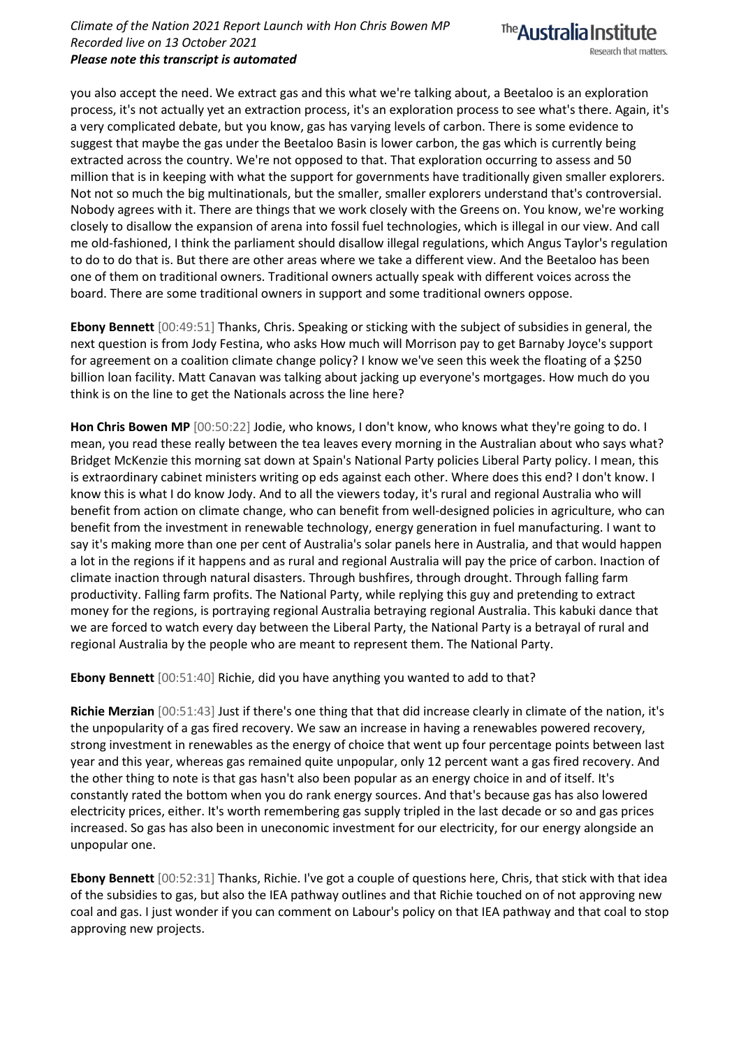you also accept the need. We extract gas and this what we're talking about, a Beetaloo is an exploration process, it's not actually yet an extraction process, it's an exploration process to see what's there. Again, it's a very complicated debate, but you know, gas has varying levels of carbon. There is some evidence to suggest that maybe the gas under the Beetaloo Basin is lower carbon, the gas which is currently being extracted across the country. We're not opposed to that. That exploration occurring to assess and 50 million that is in keeping with what the support for governments have traditionally given smaller explorers. Not not so much the big multinationals, but the smaller, smaller explorers understand that's controversial. Nobody agrees with it. There are things that we work closely with the Greens on. You know, we're working closely to disallow the expansion of arena into fossil fuel technologies, which is illegal in our view. And call me old-fashioned, I think the parliament should disallow illegal regulations, which Angus Taylor's regulation to do to do that is. But there are other areas where we take a different view. And the Beetaloo has been one of them on traditional owners. Traditional owners actually speak with different voices across the board. There are some traditional owners in support and some traditional owners oppose.

**Ebony Bennett** [00:49:51] Thanks, Chris. Speaking or sticking with the subject of subsidies in general, the next question is from Jody Festina, who asks How much will Morrison pay to get Barnaby Joyce's support for agreement on a coalition climate change policy? I know we've seen this week the floating of a $250 billion loan facility. Matt Canavan was talking about jacking up everyone's mortgages. How much do you think is on the line to get the Nationals across the line here?

**Hon Chris Bowen MP** [00:50:22] Jodie, who knows, I don't know, who knows what they're going to do. I mean, you read these really between the tea leaves every morning in the Australian about who says what? Bridget McKenzie this morning sat down at Spain's National Party policies Liberal Party policy. I mean, this is extraordinary cabinet ministers writing op eds against each other. Where does this end? I don't know. I know this is what I do know Jody. And to all the viewers today, it's rural and regional Australia who will benefit from action on climate change, who can benefit from well-designed policies in agriculture, who can benefit from the investment in renewable technology, energy generation in fuel manufacturing. I want to say it's making more than one per cent of Australia's solar panels here in Australia, and that would happen a lot in the regions if it happens and as rural and regional Australia will pay the price of carbon. Inaction of climate inaction through natural disasters. Through bushfires, through drought. Through falling farm productivity. Falling farm profits. The National Party, while replying this guy and pretending to extract money for the regions, is portraying regional Australia betraying regional Australia. This kabuki dance that we are forced to watch every day between the Liberal Party, the National Party is a betrayal of rural and regional Australia by the people who are meant to represent them. The National Party.

**Ebony Bennett** [00:51:40] Richie, did you have anything you wanted to add to that?

**Richie Merzian** [00:51:43] Just if there's one thing that that did increase clearly in climate of the nation, it's the unpopularity of a gas fired recovery. We saw an increase in having a renewables powered recovery, strong investment in renewables as the energy of choice that went up four percentage points between last year and this year, whereas gas remained quite unpopular, only 12 percent want a gas fired recovery. And the other thing to note is that gas hasn't also been popular as an energy choice in and of itself. It's constantly rated the bottom when you do rank energy sources. And that's because gas has also lowered electricity prices, either. It's worth remembering gas supply tripled in the last decade or so and gas prices increased. So gas has also been in uneconomic investment for our electricity, for our energy alongside an unpopular one.

**Ebony Bennett** [00:52:31] Thanks, Richie. I've got a couple of questions here, Chris, that stick with that idea of the subsidies to gas, but also the IEA pathway outlines and that Richie touched on of not approving new coal and gas. I just wonder if you can comment on Labour's policy on that IEA pathway and that coal to stop approving new projects.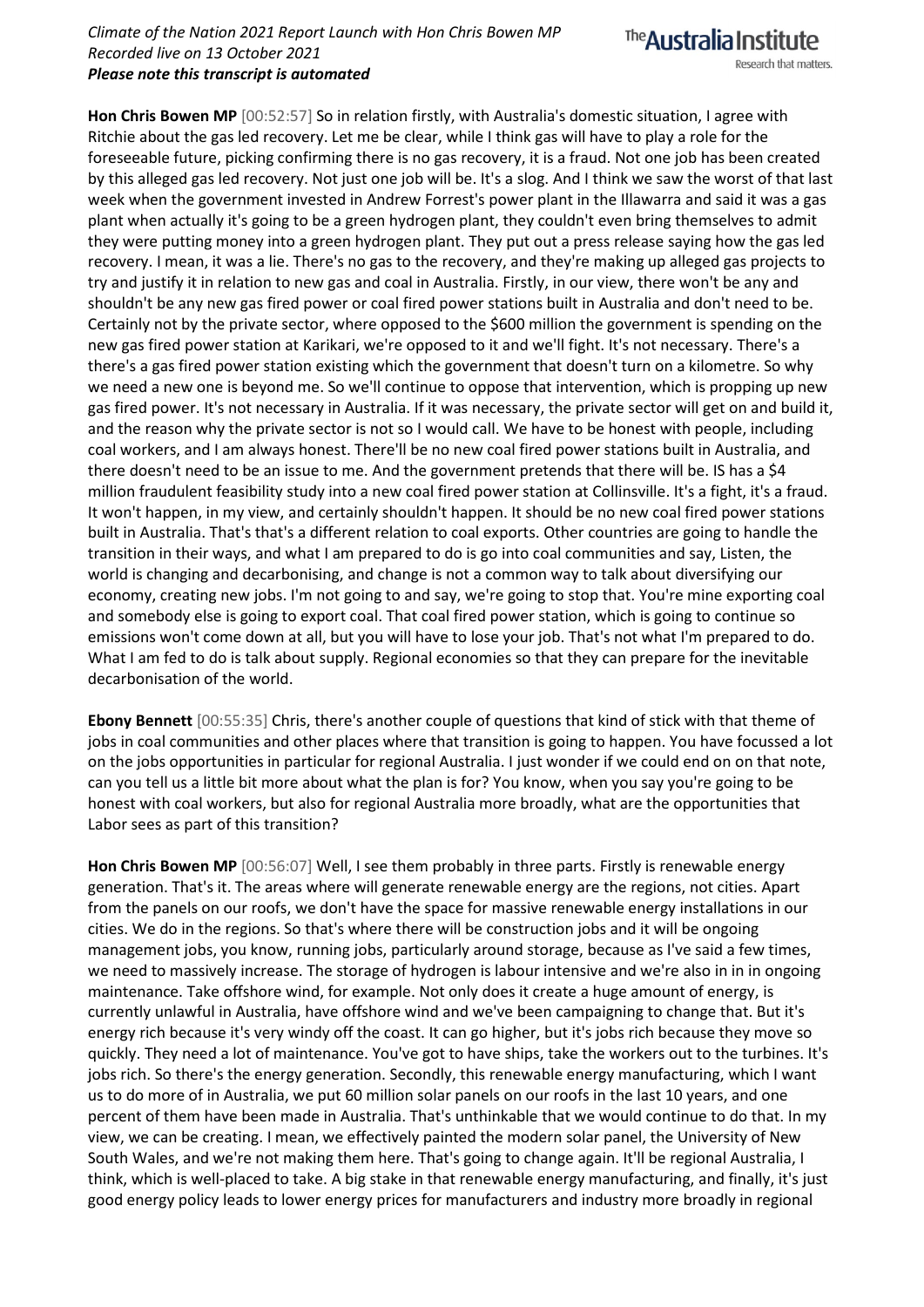**Hon Chris Bowen MP** [00:52:57] So in relation firstly, with Australia's domestic situation, I agree with Ritchie about the gas led recovery. Let me be clear, while I think gas will have to play a role for the foreseeable future, picking confirming there is no gas recovery, it is a fraud. Not one job has been created by this alleged gas led recovery. Not just one job will be. It's a slog. And I think we saw the worst of that last week when the government invested in Andrew Forrest's power plant in the Illawarra and said it was a gas plant when actually it's going to be a green hydrogen plant, they couldn't even bring themselves to admit they were putting money into a green hydrogen plant. They put out a press release saying how the gas led recovery. I mean, it was a lie. There's no gas to the recovery, and they're making up alleged gas projects to try and justify it in relation to new gas and coal in Australia. Firstly, in our view, there won't be any and shouldn't be any new gas fired power or coal fired power stations built in Australia and don't need to be. Certainly not by the private sector, where opposed to the $600 million the government is spending on the new gas fired power station at Karikari, we're opposed to it and we'll fight. It's not necessary. There's a there's a gas fired power station existing which the government that doesn't turn on a kilometre. So why we need a new one is beyond me. So we'll continue to oppose that intervention, which is propping up new gas fired power. It's not necessary in Australia. If it was necessary, the private sector will get on and build it, and the reason why the private sector is not so I would call. We have to be honest with people, including coal workers, and I am always honest. There'll be no new coal fired power stations built in Australia, and there doesn't need to be an issue to me. And the government pretends that there will be. IS has a $4 million fraudulent feasibility study into a new coal fired power station at Collinsville. It's a fight, it's a fraud. It won't happen, in my view, and certainly shouldn't happen. It should be no new coal fired power stations built in Australia. That's that's a different relation to coal exports. Other countries are going to handle the transition in their ways, and what I am prepared to do is go into coal communities and say, Listen, the world is changing and decarbonising, and change is not a common way to talk about diversifying our economy, creating new jobs. I'm not going to and say, we're going to stop that. You're mine exporting coal and somebody else is going to export coal. That coal fired power station, which is going to continue so emissions won't come down at all, but you will have to lose your job. That's not what I'm prepared to do. What I am fed to do is talk about supply. Regional economies so that they can prepare for the inevitable decarbonisation of the world.

**Ebony Bennett** [00:55:35] Chris, there's another couple of questions that kind of stick with that theme of jobs in coal communities and other places where that transition is going to happen. You have focussed a lot on the jobs opportunities in particular for regional Australia. I just wonder if we could end on on that note, can you tell us a little bit more about what the plan is for? You know, when you say you're going to be honest with coal workers, but also for regional Australia more broadly, what are the opportunities that Labor sees as part of this transition?

**Hon Chris Bowen MP** [00:56:07] Well, I see them probably in three parts. Firstly is renewable energy generation. That's it. The areas where will generate renewable energy are the regions, not cities. Apart from the panels on our roofs, we don't have the space for massive renewable energy installations in our cities. We do in the regions. So that's where there will be construction jobs and it will be ongoing management jobs, you know, running jobs, particularly around storage, because as I've said a few times, we need to massively increase. The storage of hydrogen is labour intensive and we're also in in in ongoing maintenance. Take offshore wind, for example. Not only does it create a huge amount of energy, is currently unlawful in Australia, have offshore wind and we've been campaigning to change that. But it's energy rich because it's very windy off the coast. It can go higher, but it's jobs rich because they move so quickly. They need a lot of maintenance. You've got to have ships, take the workers out to the turbines. It's jobs rich. So there's the energy generation. Secondly, this renewable energy manufacturing, which I want us to do more of in Australia, we put 60 million solar panels on our roofs in the last 10 years, and one percent of them have been made in Australia. That's unthinkable that we would continue to do that. In my view, we can be creating. I mean, we effectively painted the modern solar panel, the University of New South Wales, and we're not making them here. That's going to change again. It'll be regional Australia, I think, which is well-placed to take. A big stake in that renewable energy manufacturing, and finally, it's just good energy policy leads to lower energy prices for manufacturers and industry more broadly in regional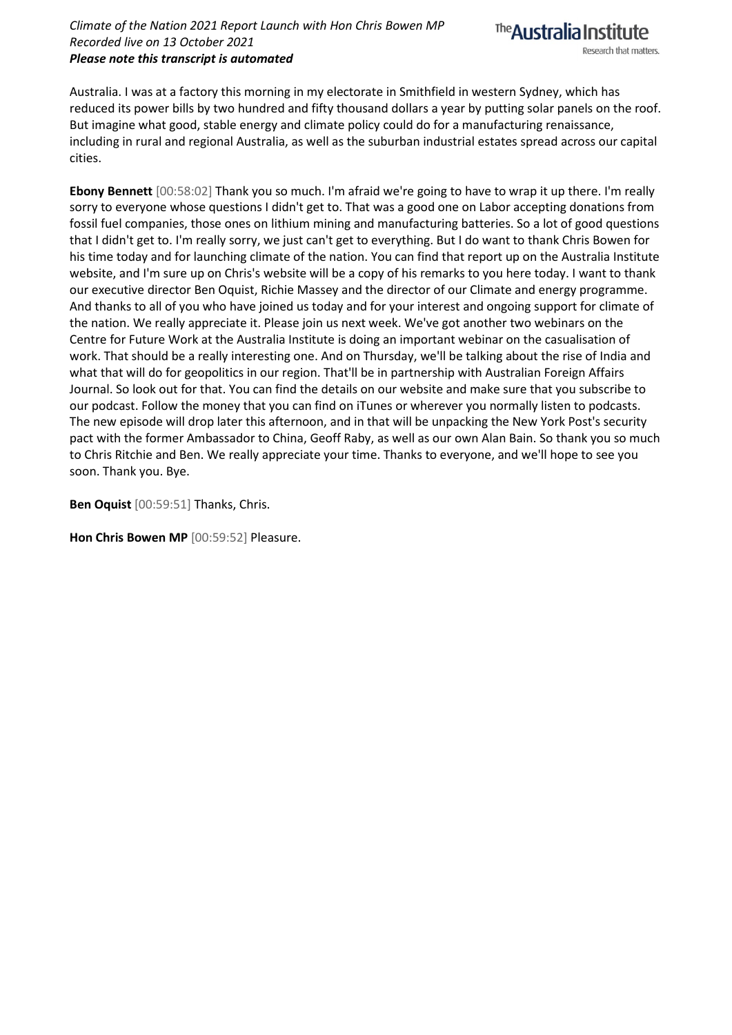Australia. I was at a factory this morning in my electorate in Smithfield in western Sydney, which has reduced its power bills by two hundred and fifty thousand dollars a year by putting solar panels on the roof. But imagine what good, stable energy and climate policy could do for a manufacturing renaissance, including in rural and regional Australia, as well as the suburban industrial estates spread across our capital cities.

**Ebony Bennett** [00:58:02] Thank you so much. I'm afraid we're going to have to wrap it up there. I'm really sorry to everyone whose questions I didn't get to. That was a good one on Labor accepting donations from fossil fuel companies, those ones on lithium mining and manufacturing batteries. So a lot of good questions that I didn't get to. I'm really sorry, we just can't get to everything. But I do want to thank Chris Bowen for his time today and for launching climate of the nation. You can find that report up on the Australia Institute website, and I'm sure up on Chris's website will be a copy of his remarks to you here today. I want to thank our executive director Ben Oquist, Richie Massey and the director of our Climate and energy programme. And thanks to all of you who have joined us today and for your interest and ongoing support for climate of the nation. We really appreciate it. Please join us next week. We've got another two webinars on the Centre for Future Work at the Australia Institute is doing an important webinar on the casualisation of work. That should be a really interesting one. And on Thursday, we'll be talking about the rise of India and what that will do for geopolitics in our region. That'll be in partnership with Australian Foreign Affairs Journal. So look out for that. You can find the details on our website and make sure that you subscribe to our podcast. Follow the money that you can find on iTunes or wherever you normally listen to podcasts. The new episode will drop later this afternoon, and in that will be unpacking the New York Post's security pact with the former Ambassador to China, Geoff Raby, as well as our own Alan Bain. So thank you so much to Chris Ritchie and Ben. We really appreciate your time. Thanks to everyone, and we'll hope to see you soon. Thank you. Bye.

**Ben Oquist** [00:59:51] Thanks, Chris.

**Hon Chris Bowen MP** [00:59:52] Pleasure.